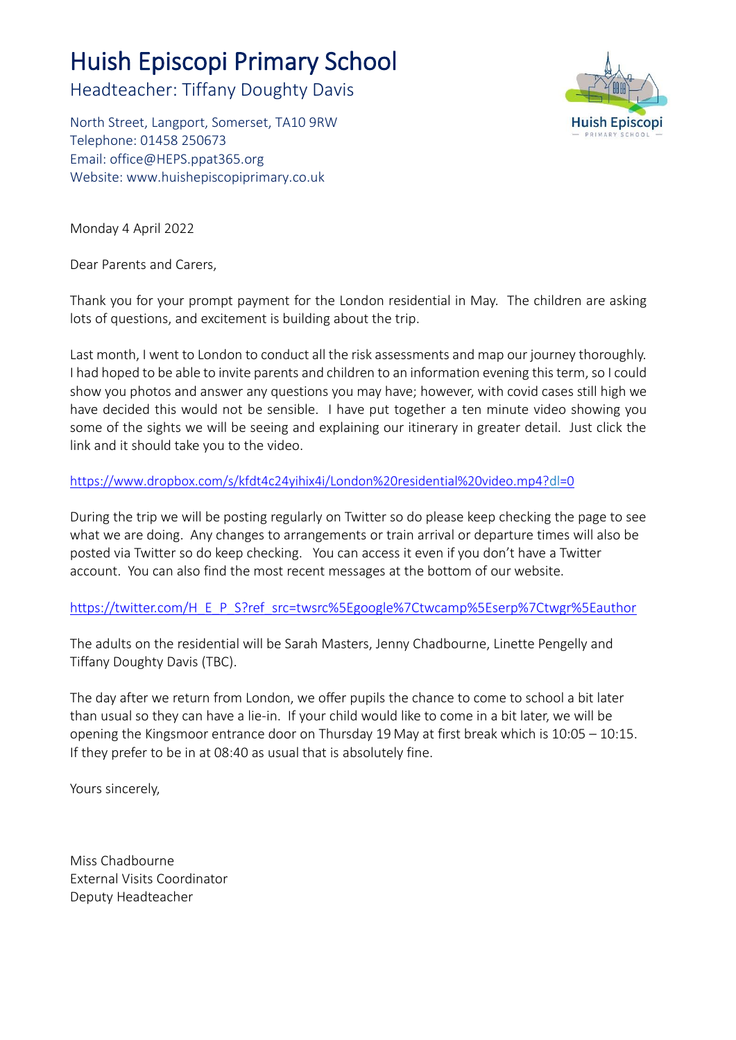# Huish Episcopi Primary School

## Headteacher: Tiffany Doughty Davis

North Street, Langport, Somerset, TA10 9RW
Telephone: 01458 250673
Email: office@HEPS.ppat365.org
Website: www.huishepiscopiprimary.co.uk

Monday 4 April 2022

Dear Parents and Carers,

Thank you for your prompt payment for the London residential in May. The children are asking lots of questions, and excitement is building about the trip.

Last month, I went to London to conduct all the risk assessments and map our journey thoroughly. I had hoped to be able to invite parents and children to an information evening this term, so I could show you photos and answer any questions you may have; however, with covid cases still high we have decided this would not be sensible. I have put together a ten minute video showing you some of the sights we will be seeing and explaining our itinerary in greater detail. Just click the link and it should take you to the video.

https://www.dropbox.com/s/kfdt4c24yihix4i/London%20residential%20video.mp4?dl=0

During the trip we will be posting regularly on Twitter so do please keep checking the page to see what we are doing. Any changes to arrangements or train arrival or departure times will also be posted via Twitter so do keep checking. You can access it even if you don't have a Twitter account. You can also find the most recent messages at the bottom of our website.

https://twitter.com/H_E_P_S?ref_src=twsrc%5Egoogle%7Ctwcamp%5Eserp%7Ctwgr%5Eauthor

The adults on the residential will be Sarah Masters, Jenny Chadbourne, Linette Pengelly and Tiffany Doughty Davis (TBC).

The day after we return from London, we offer pupils the chance to come to school a bit later than usual so they can have a lie-in. If your child would like to come in a bit later, we will be opening the Kingsmoor entrance door on Thursday 19 May at first break which is 10:05 – 10:15. If they prefer to be in at 08:40 as usual that is absolutely fine.

Yours sincerely,

Miss Chadbourne
External Visits Coordinator
Deputy Headteacher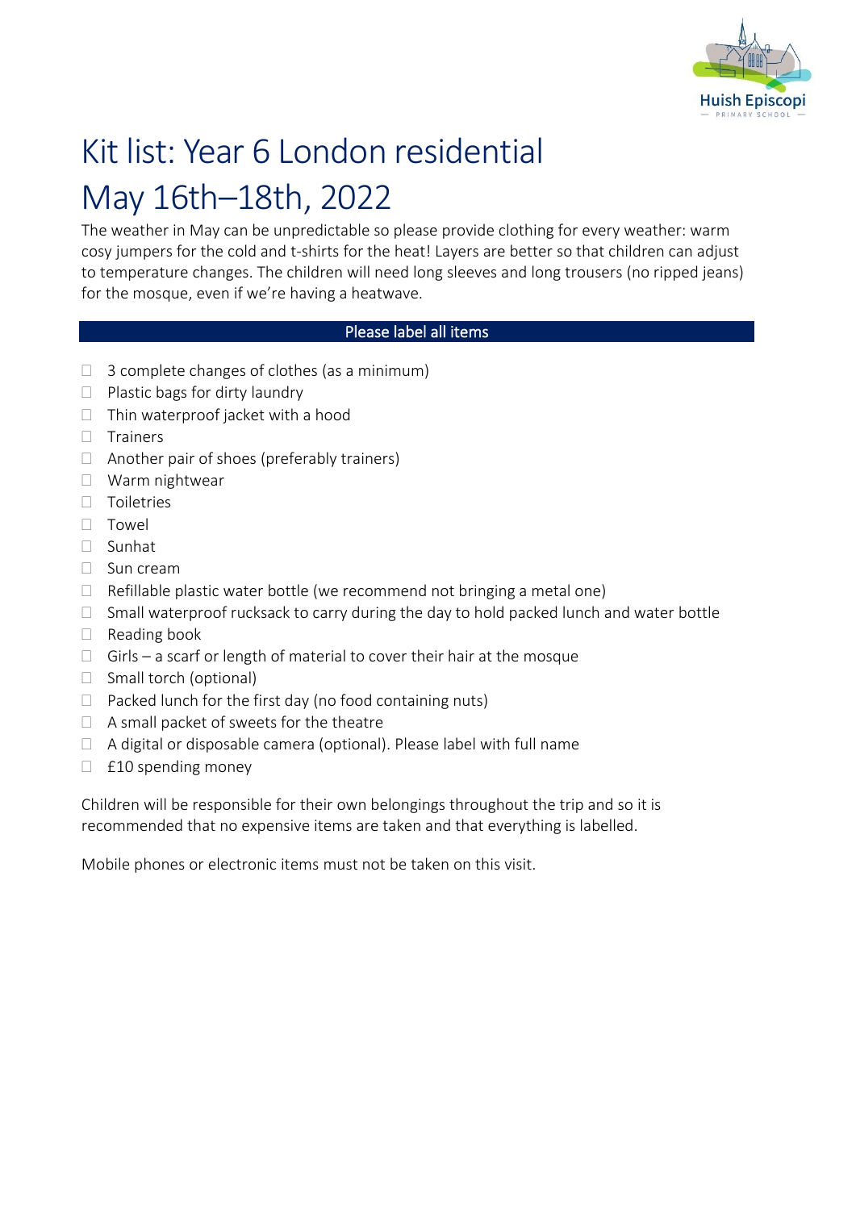Huish Episcopi
PRIMARY SCHOOL

# Kit list: Year 6 London residential May 16th–18th, 2022

The weather in May can be unpredictable so please provide clothing for every weather: warm cosy jumpers for the cold and t-shirts for the heat! Layers are better so that children can adjust to temperature changes. The children will need long sleeves and long trousers (no ripped jeans) for the mosque, even if we're having a heatwave.

**Please label all items**

- [ ] 3 complete changes of clothes (as a minimum)
- [ ] Plastic bags for dirty laundry
- [ ] Thin waterproof jacket with a hood
- [ ] Trainers
- [ ] Another pair of shoes (preferably trainers)
- [ ] Warm nightwear
- [ ] Toiletries
- [ ] Towel
- [ ] Sunhat
- [ ] Sun cream
- [ ] Refillable plastic water bottle (we recommend not bringing a metal one)
- [ ] Small waterproof rucksack to carry during the day to hold packed lunch and water bottle
- [ ] Reading book
- [ ] Girls – a scarf or length of material to cover their hair at the mosque
- [ ] Small torch (optional)
- [ ] Packed lunch for the first day (no food containing nuts)
- [ ] A small packet of sweets for the theatre
- [ ] A digital or disposable camera (optional). Please label with full name
- [ ] £10 spending money

Children will be responsible for their own belongings throughout the trip and so it is recommended that no expensive items are taken and that everything is labelled.

Mobile phones or electronic items must not be taken on this visit.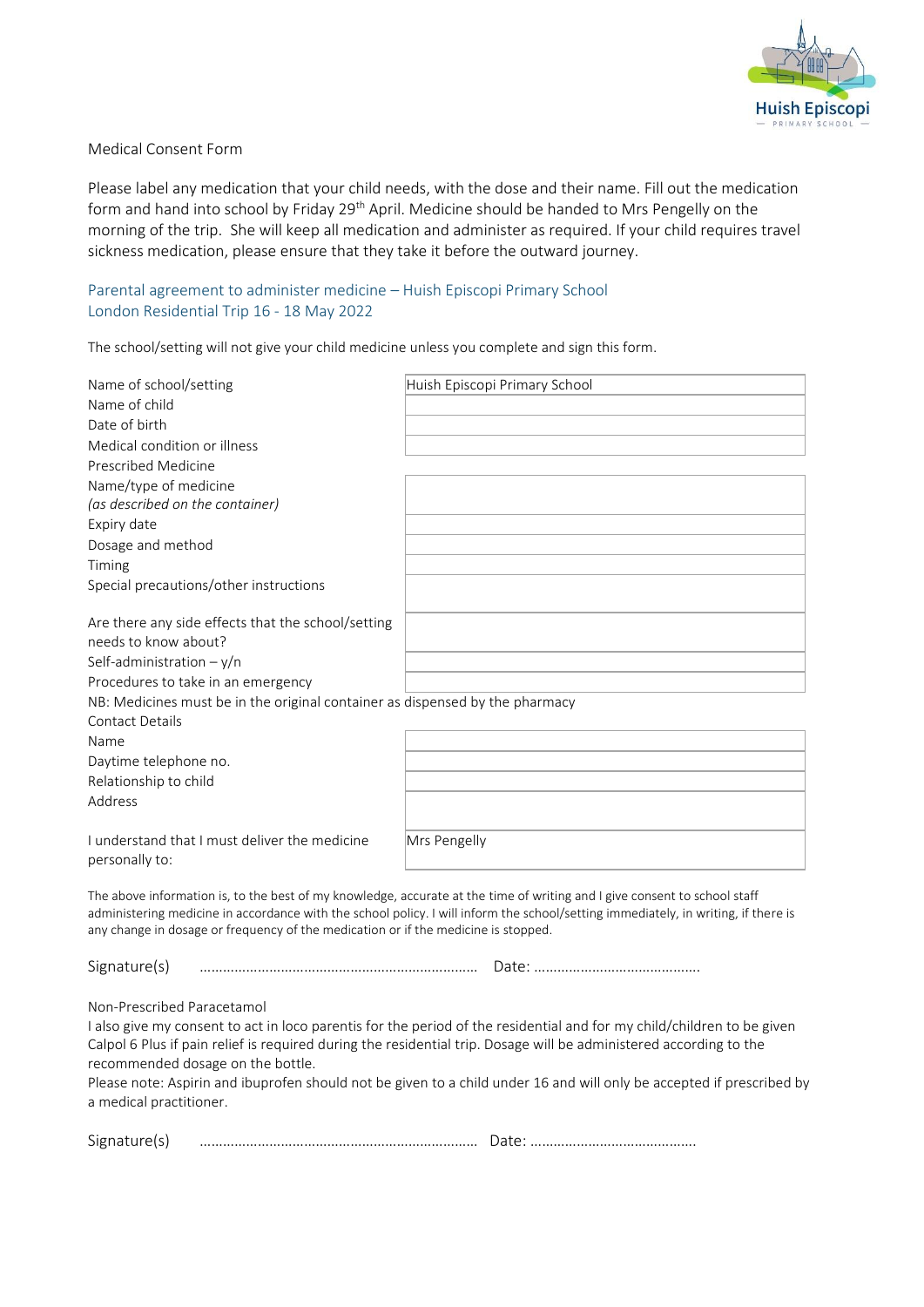Medical Consent Form

Please label any medication that your child needs, with the dose and their name. Fill out the medication form and hand into school by Friday 29th April. Medicine should be handed to Mrs Pengelly on the morning of the trip. She will keep all medication and administer as required. If your child requires travel sickness medication, please ensure that they take it before the outward journey.

## Parental agreement to administer medicine – Huish Episcopi Primary School
## London Residential Trip 16 - 18 May 2022

The school/setting will not give your child medicine unless you complete and sign this form.

| | |
|---|---|
| Name of school/setting | Huish Episcopi Primary School |
| Name of child | |
| Date of birth | |
| Medical condition or illness | |

Prescribed Medicine

| | |
|---|---|
| Name/type of medicine *(as described on the container)* | |
| Expiry date | |
| Dosage and method | |
| Timing | |
| Special precautions/other instructions | |
| Are there any side effects that the school/setting needs to know about? | |
| Self-administration – y/n | |
| Procedures to take in an emergency | |

NB: Medicines must be in the original container as dispensed by the pharmacy

Contact Details

| | |
|---|---|
| Name | |
| Daytime telephone no. | |
| Relationship to child | |
| Address | |
| I understand that I must deliver the medicine personally to: | Mrs Pengelly |

The above information is, to the best of my knowledge, accurate at the time of writing and I give consent to school staff administering medicine in accordance with the school policy. I will inform the school/setting immediately, in writing, if there is any change in dosage or frequency of the medication or if the medicine is stopped.

Signature(s) ……………………………………………………………… Date: ……………………………………

Non-Prescribed Paracetamol

I also give my consent to act in loco parentis for the period of the residential and for my child/children to be given Calpol 6 Plus if pain relief is required during the residential trip. Dosage will be administered according to the recommended dosage on the bottle.

Please note: Aspirin and ibuprofen should not be given to a child under 16 and will only be accepted if prescribed by a medical practitioner.

Signature(s) ……………………………………………………………… Date: ……………………………………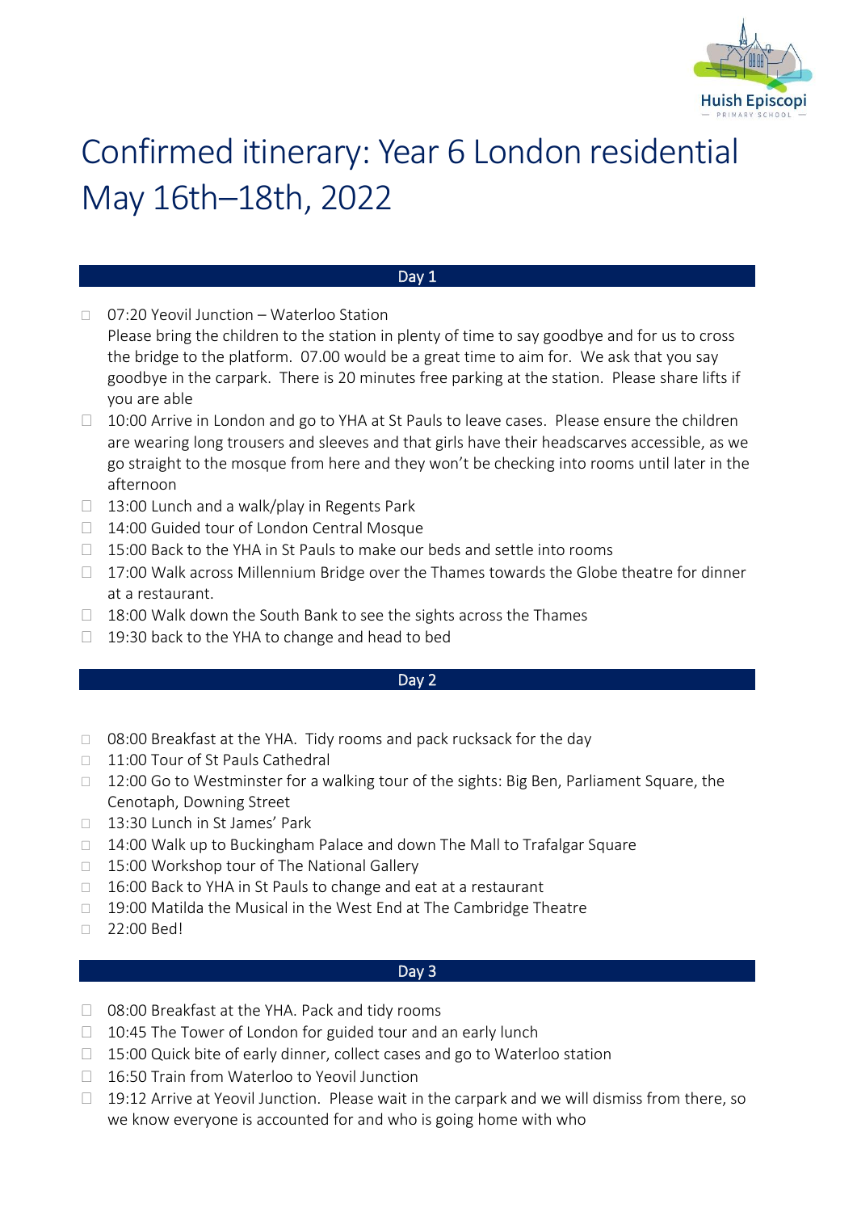# Confirmed itinerary: Year 6 London residential May 16th–18th, 2022

## Day 1

- 07:20 Yeovil Junction – Waterloo Station
  Please bring the children to the station in plenty of time to say goodbye and for us to cross the bridge to the platform. 07.00 would be a great time to aim for. We ask that you say goodbye in the carpark. There is 20 minutes free parking at the station. Please share lifts if you are able
- 10:00 Arrive in London and go to YHA at St Pauls to leave cases. Please ensure the children are wearing long trousers and sleeves and that girls have their headscarves accessible, as we go straight to the mosque from here and they won't be checking into rooms until later in the afternoon
- 13:00 Lunch and a walk/play in Regents Park
- 14:00 Guided tour of London Central Mosque
- 15:00 Back to the YHA in St Pauls to make our beds and settle into rooms
- 17:00 Walk across Millennium Bridge over the Thames towards the Globe theatre for dinner at a restaurant.
- 18:00 Walk down the South Bank to see the sights across the Thames
- 19:30 back to the YHA to change and head to bed

## Day 2

- 08:00 Breakfast at the YHA. Tidy rooms and pack rucksack for the day
- 11:00 Tour of St Pauls Cathedral
- 12:00 Go to Westminster for a walking tour of the sights: Big Ben, Parliament Square, the Cenotaph, Downing Street
- 13:30 Lunch in St James' Park
- 14:00 Walk up to Buckingham Palace and down The Mall to Trafalgar Square
- 15:00 Workshop tour of The National Gallery
- 16:00 Back to YHA in St Pauls to change and eat at a restaurant
- 19:00 Matilda the Musical in the West End at The Cambridge Theatre
- 22:00 Bed!

## Day 3

- 08:00 Breakfast at the YHA. Pack and tidy rooms
- 10:45 The Tower of London for guided tour and an early lunch
- 15:00 Quick bite of early dinner, collect cases and go to Waterloo station
- 16:50 Train from Waterloo to Yeovil Junction
- 19:12 Arrive at Yeovil Junction. Please wait in the carpark and we will dismiss from there, so we know everyone is accounted for and who is going home with who